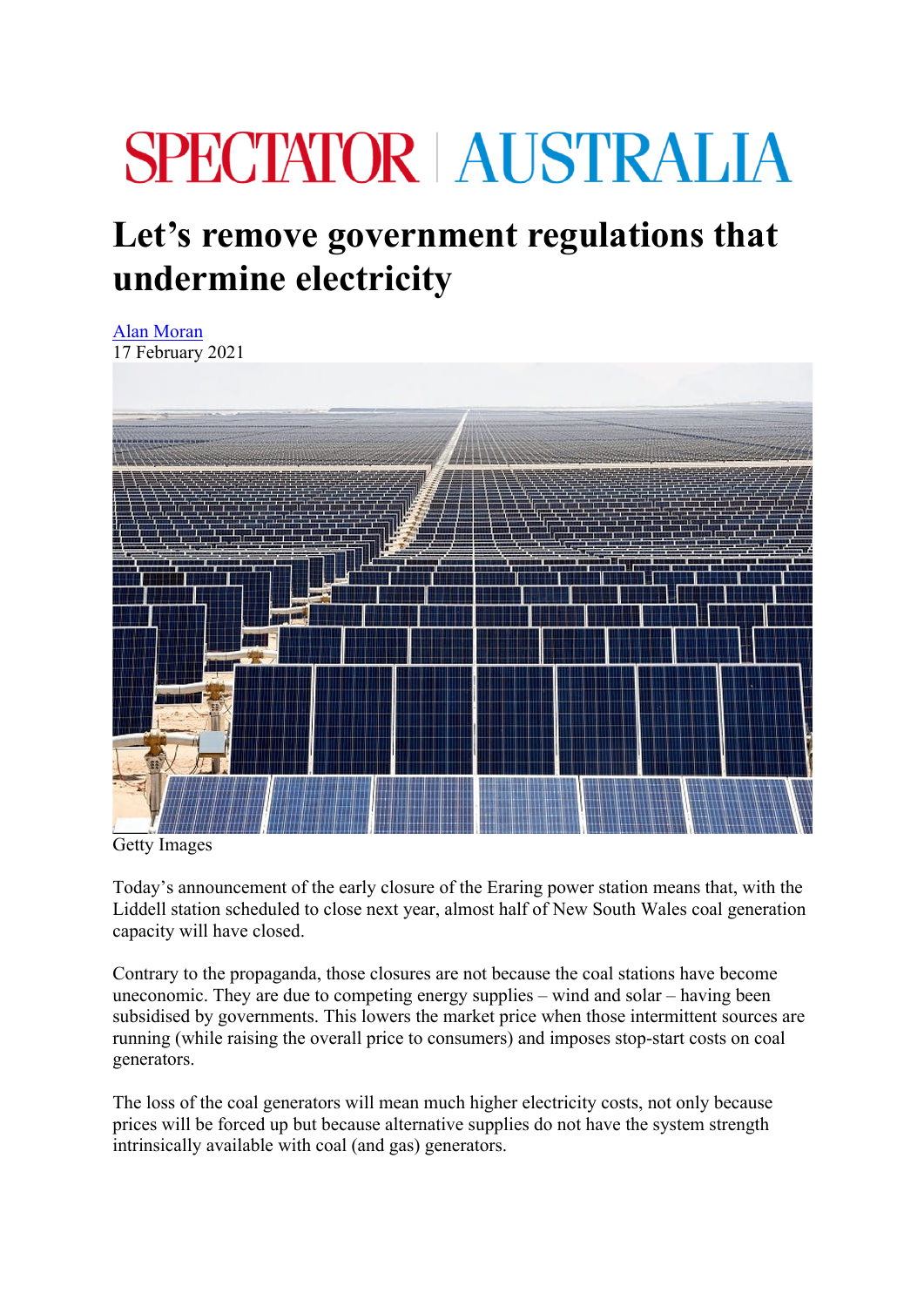# SPECTATOR | AUSTRALIA

# Let's remove government regulations that undermine electricity

Alan Moran
17 February 2021

Getty Images

Today's announcement of the early closure of the Eraring power station means that, with the Liddell station scheduled to close next year, almost half of New South Wales coal generation capacity will have closed.

Contrary to the propaganda, those closures are not because the coal stations have become uneconomic. They are due to competing energy supplies – wind and solar – having been subsidised by governments. This lowers the market price when those intermittent sources are running (while raising the overall price to consumers) and imposes stop-start costs on coal generators.

The loss of the coal generators will mean much higher electricity costs, not only because prices will be forced up but because alternative supplies do not have the system strength intrinsically available with coal (and gas) generators.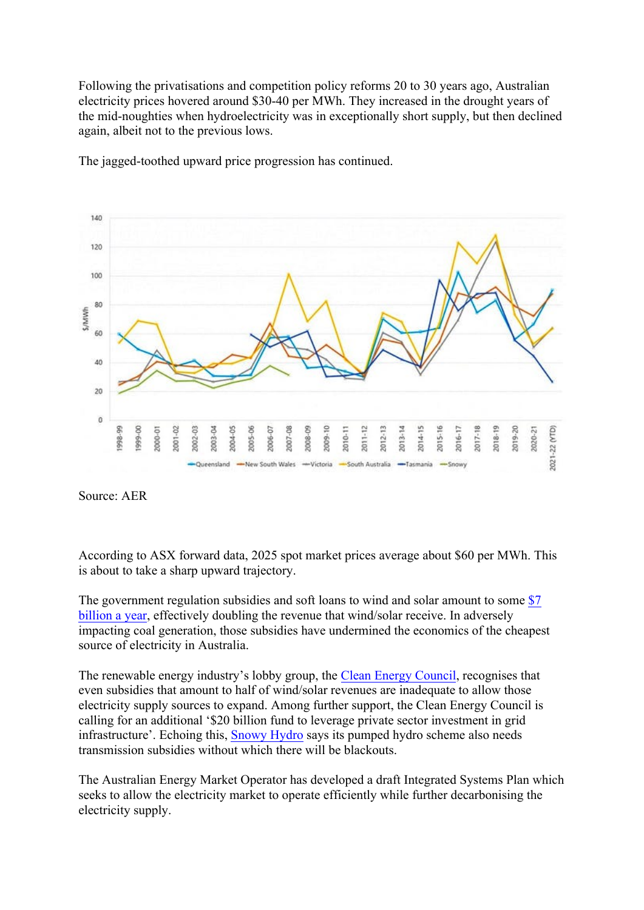Following the privatisations and competition policy reforms 20 to 30 years ago, Australian electricity prices hovered around $30-40 per MWh. They increased in the drought years of the mid-noughties when hydroelectricity was in exceptionally short supply, but then declined again, albeit not to the previous lows.

The jagged-toothed upward price progression has continued.

Source: AER

According to ASX forward data, 2025 spot market prices average about $60 per MWh. This is about to take a sharp upward trajectory.

The government regulation subsidies and soft loans to wind and solar amount to some [$7 billion a year](), effectively doubling the revenue that wind/solar receive. In adversely impacting coal generation, those subsidies have undermined the economics of the cheapest source of electricity in Australia.

The renewable energy industry's lobby group, the [Clean Energy Council](), recognises that even subsidies that amount to half of wind/solar revenues are inadequate to allow those electricity supply sources to expand. Among further support, the Clean Energy Council is calling for an additional '$20 billion fund to leverage private sector investment in grid infrastructure'. Echoing this, [Snowy Hydro]() says its pumped hydro scheme also needs transmission subsidies without which there will be blackouts.

The Australian Energy Market Operator has developed a draft Integrated Systems Plan which seeks to allow the electricity market to operate efficiently while further decarbonising the electricity supply.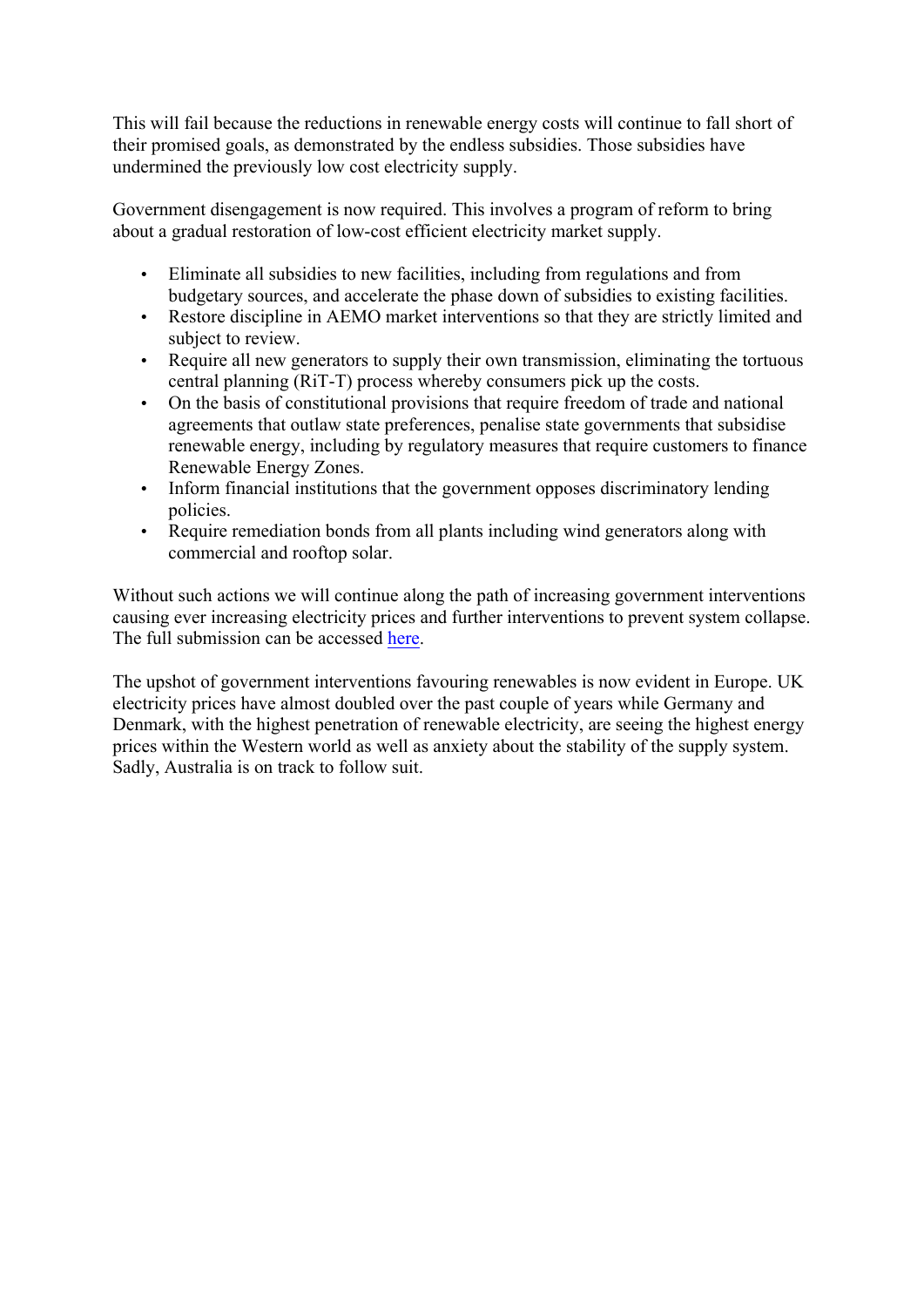This will fail because the reductions in renewable energy costs will continue to fall short of their promised goals, as demonstrated by the endless subsidies. Those subsidies have undermined the previously low cost electricity supply.

Government disengagement is now required. This involves a program of reform to bring about a gradual restoration of low-cost efficient electricity market supply.

- Eliminate all subsidies to new facilities, including from regulations and from budgetary sources, and accelerate the phase down of subsidies to existing facilities.
- Restore discipline in AEMO market interventions so that they are strictly limited and subject to review.
- Require all new generators to supply their own transmission, eliminating the tortuous central planning (RiT-T) process whereby consumers pick up the costs.
- On the basis of constitutional provisions that require freedom of trade and national agreements that outlaw state preferences, penalise state governments that subsidise renewable energy, including by regulatory measures that require customers to finance Renewable Energy Zones.
- Inform financial institutions that the government opposes discriminatory lending policies.
- Require remediation bonds from all plants including wind generators along with commercial and rooftop solar.

Without such actions we will continue along the path of increasing government interventions causing ever increasing electricity prices and further interventions to prevent system collapse. The full submission can be accessed here.

The upshot of government interventions favouring renewables is now evident in Europe. UK electricity prices have almost doubled over the past couple of years while Germany and Denmark, with the highest penetration of renewable electricity, are seeing the highest energy prices within the Western world as well as anxiety about the stability of the supply system. Sadly, Australia is on track to follow suit.